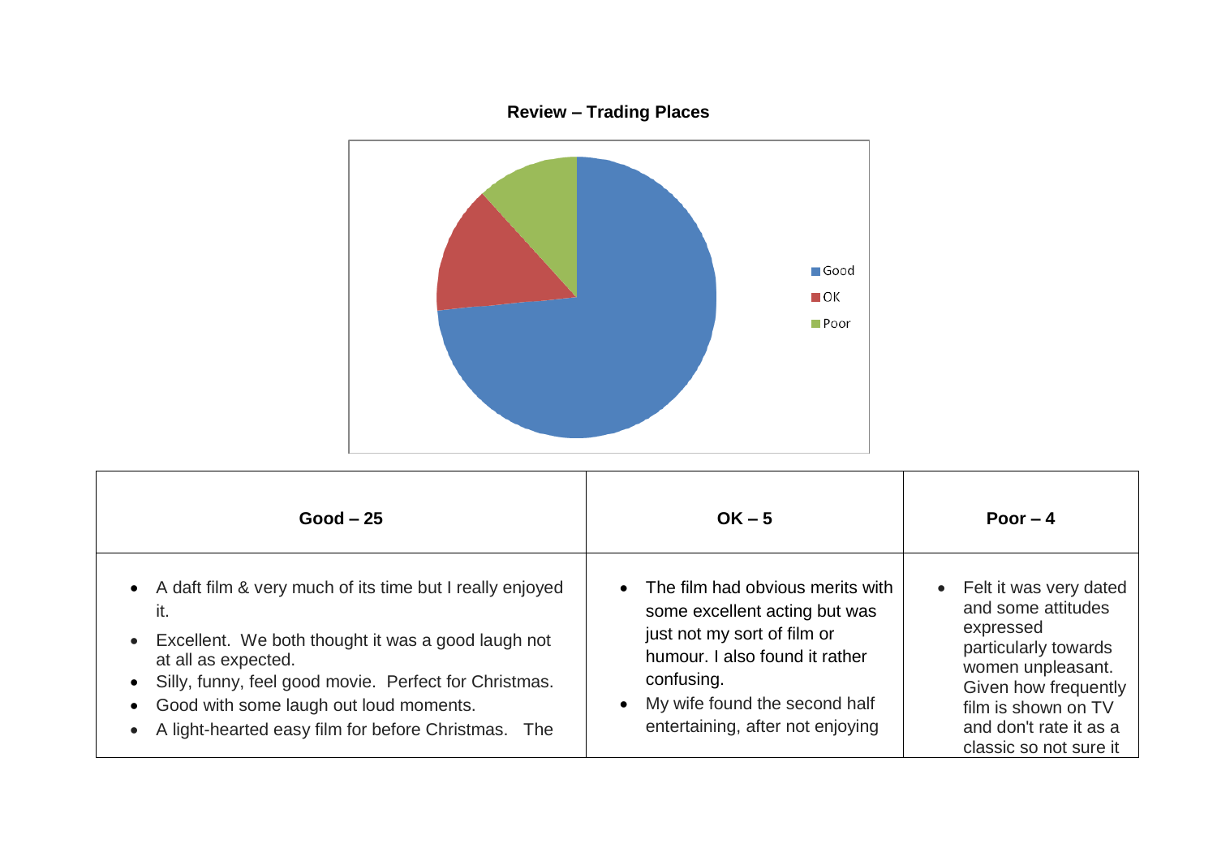**Review – Trading Places**

| Good – 25 | OK – 5 | Poor – 4 |
|---|---|---|
| • A daft film & very much of its time but I really enjoyed it.<br>• Excellent. We both thought it was a good laugh not at all as expected.<br>• Silly, funny, feel good movie. Perfect for Christmas.<br>• Good with some laugh out loud moments.<br>• A light-hearted easy film for before Christmas. The | • The film had obvious merits with some excellent acting but was just not my sort of film or humour. I also found it rather confusing.<br>• My wife found the second half entertaining, after not enjoying | • Felt it was very dated and some attitudes expressed particularly towards women unpleasant. Given how frequently film is shown on TV and don't rate it as a classic so not sure it |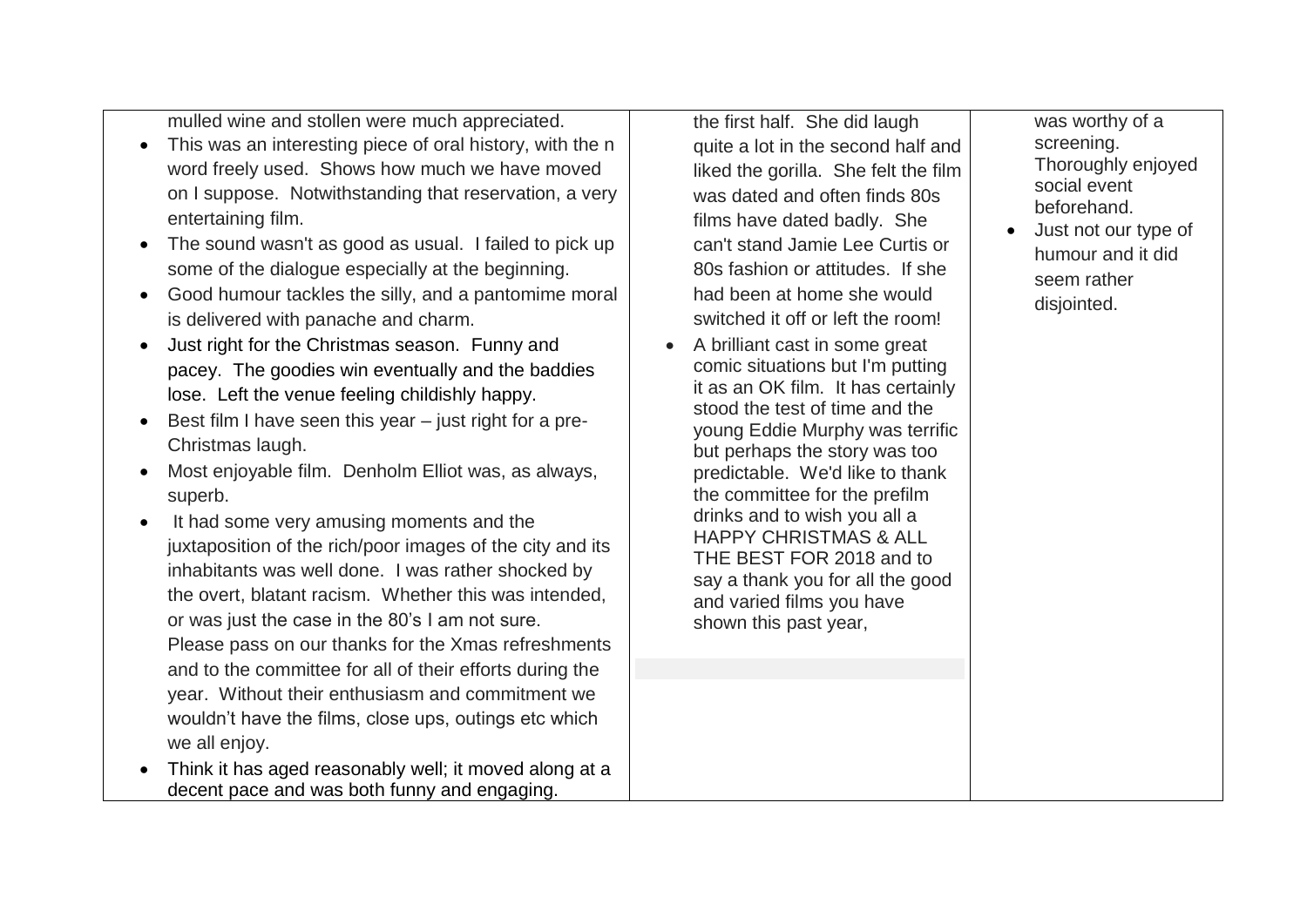| | | |
|---|---|---|
| mulled wine and stollen were much appreciated.<br>• This was an interesting piece of oral history, with the n word freely used. Shows how much we have moved on I suppose. Notwithstanding that reservation, a very entertaining film.<br>• The sound wasn't as good as usual. I failed to pick up some of the dialogue especially at the beginning.<br>• Good humour tackles the silly, and a pantomime moral is delivered with panache and charm.<br>• Just right for the Christmas season. Funny and pacey. The goodies win eventually and the baddies lose. Left the venue feeling childishly happy.<br>• Best film I have seen this year – just right for a pre-Christmas laugh.<br>• Most enjoyable film. Denholm Elliot was, as always, superb.<br>• It had some very amusing moments and the juxtaposition of the rich/poor images of the city and its inhabitants was well done. I was rather shocked by the overt, blatant racism. Whether this was intended, or was just the case in the 80's I am not sure. Please pass on our thanks for the Xmas refreshments and to the committee for all of their efforts during the year. Without their enthusiasm and commitment we wouldn't have the films, close ups, outings etc which we all enjoy.<br>• Think it has aged reasonably well; it moved along at a decent pace and was both funny and engaging. | the first half. She did laugh quite a lot in the second half and liked the gorilla. She felt the film was dated and often finds 80s films have dated badly. She can't stand Jamie Lee Curtis or 80s fashion or attitudes. If she had been at home she would switched it off or left the room!<br>• A brilliant cast in some great comic situations but I'm putting it as an OK film. It has certainly stood the test of time and the young Eddie Murphy was terrific but perhaps the story was too predictable. We'd like to thank the committee for the prefilm drinks and to wish you all a HAPPY CHRISTMAS & ALL THE BEST FOR 2018 and to say a thank you for all the good and varied films you have shown this past year, | was worthy of a screening. Thoroughly enjoyed social event beforehand.<br>• Just not our type of humour and it did seem rather disjointed. |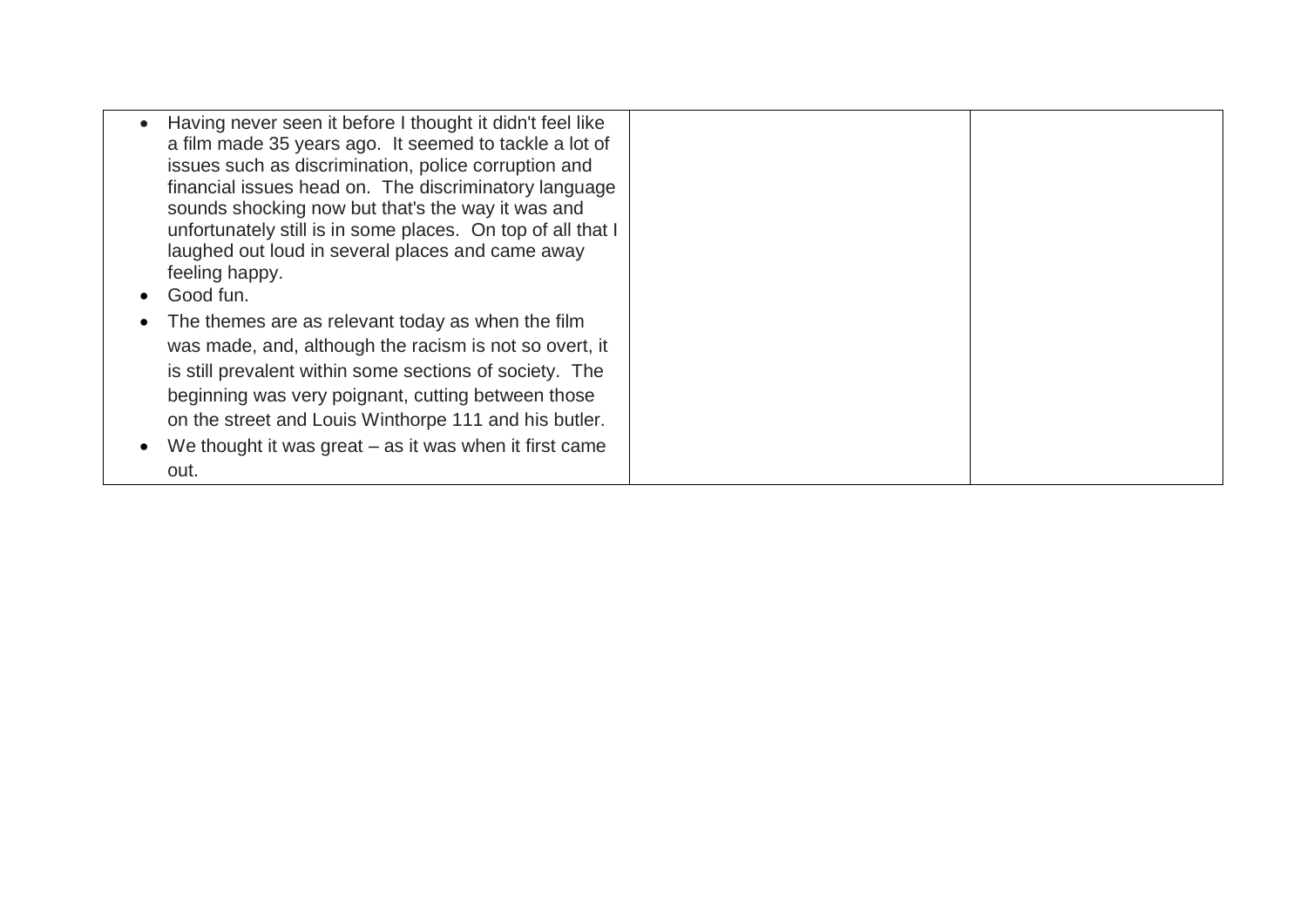| | | |
|---|---|---|
| • Having never seen it before I thought it didn't feel like a film made 35 years ago. It seemed to tackle a lot of issues such as discrimination, police corruption and financial issues head on. The discriminatory language sounds shocking now but that's the way it was and unfortunately still is in some places. On top of all that I laughed out loud in several places and came away feeling happy.<br>• Good fun.<br>• The themes are as relevant today as when the film was made, and, although the racism is not so overt, it is still prevalent within some sections of society. The beginning was very poignant, cutting between those on the street and Louis Winthorpe 111 and his butler.<br>• We thought it was great – as it was when it first came out. | | |